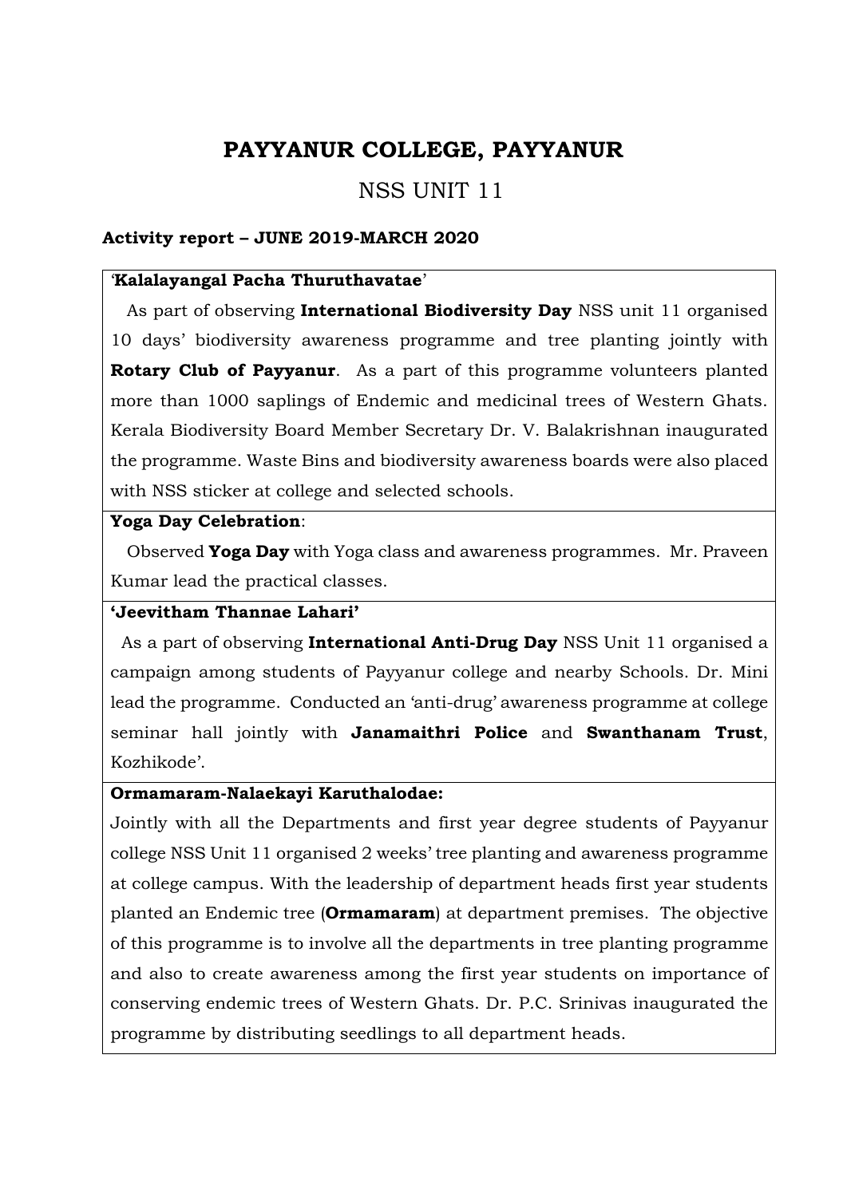# PAYYANUR COLLEGE, PAYYANUR

## NSS UNIT 11

**Activity report – JUNE 2019-MARCH 2020**

| **'Kalalayangal Pacha Thuruthavatae'**<br>As part of observing **International Biodiversity Day** NSS unit 11 organised 10 days' biodiversity awareness programme and tree planting jointly with **Rotary Club of Payyanur**. As a part of this programme volunteers planted more than 1000 saplings of Endemic and medicinal trees of Western Ghats. Kerala Biodiversity Board Member Secretary Dr. V. Balakrishnan inaugurated the programme. Waste Bins and biodiversity awareness boards were also placed with NSS sticker at college and selected schools. |
|---|
| **Yoga Day Celebration**:<br>Observed **Yoga Day** with Yoga class and awareness programmes. Mr. Praveen Kumar lead the practical classes. |
| **'Jeevitham Thannae Lahari'**<br>As a part of observing **International Anti-Drug Day** NSS Unit 11 organised a campaign among students of Payyanur college and nearby Schools. Dr. Mini lead the programme. Conducted an 'anti-drug' awareness programme at college seminar hall jointly with **Janamaithri Police** and **Swanthanam Trust**, Kozhikode'. |
| **Ormamaram-Nalaekayi Karuthalodae:**<br>Jointly with all the Departments and first year degree students of Payyanur college NSS Unit 11 organised 2 weeks' tree planting and awareness programme at college campus. With the leadership of department heads first year students planted an Endemic tree (**Ormamaram**) at department premises. The objective of this programme is to involve all the departments in tree planting programme and also to create awareness among the first year students on importance of conserving endemic trees of Western Ghats. Dr. P.C. Srinivas inaugurated the programme by distributing seedlings to all department heads. |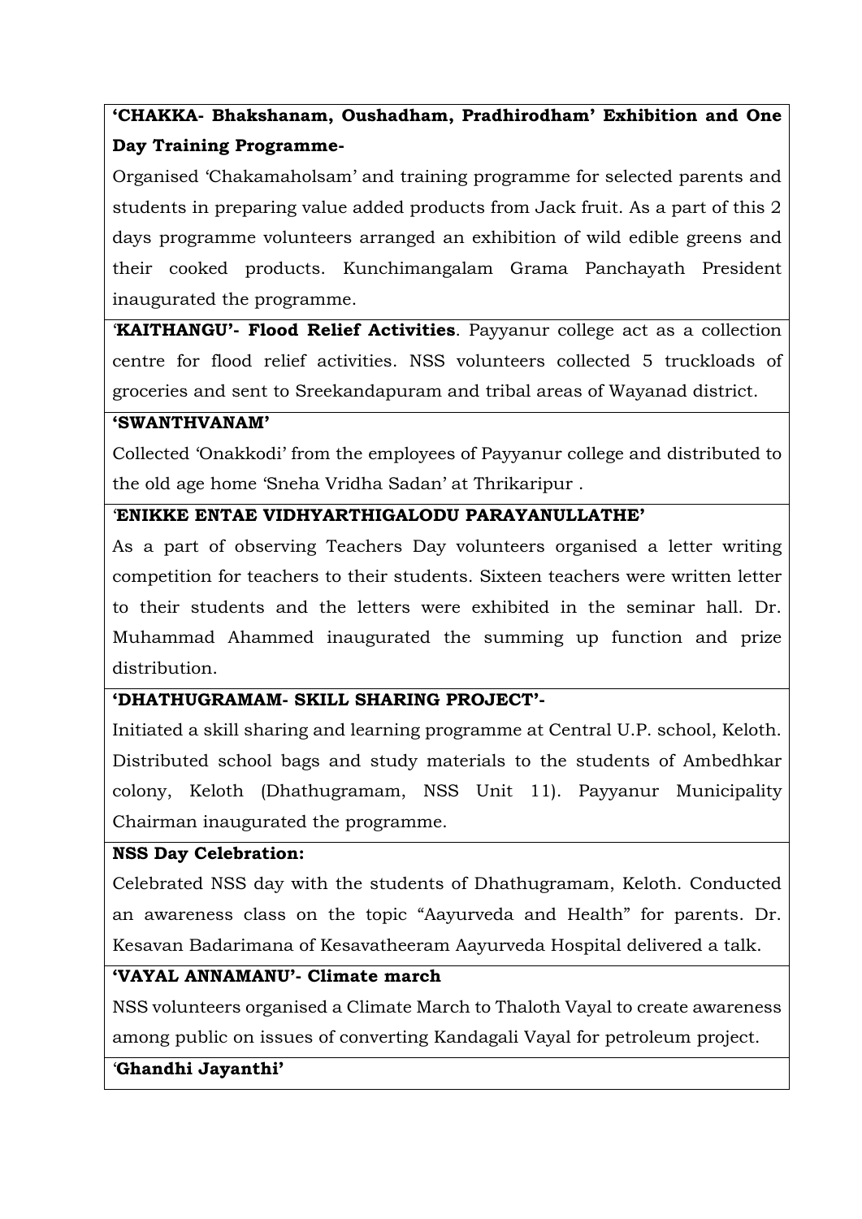**'CHAKKA- Bhakshanam, Oushadham, Pradhirodham' Exhibition and One Day Training Programme-**

Organised 'Chakamaholsam' and training programme for selected parents and students in preparing value added products from Jack fruit. As a part of this 2 days programme volunteers arranged an exhibition of wild edible greens and their cooked products. Kunchimangalam Grama Panchayath President inaugurated the programme.

'**KAITHANGU'- Flood Relief Activities**. Payyanur college act as a collection centre for flood relief activities. NSS volunteers collected 5 truckloads of groceries and sent to Sreekandapuram and tribal areas of Wayanad district.

**'SWANTHVANAM'**

Collected 'Onakkodi' from the employees of Payyanur college and distributed to the old age home 'Sneha Vridha Sadan' at Thrikaripur .

'**ENIKKE ENTAE VIDHYARTHIGALODU PARAYANULLATHE'**

As a part of observing Teachers Day volunteers organised a letter writing competition for teachers to their students. Sixteen teachers were written letter to their students and the letters were exhibited in the seminar hall. Dr. Muhammad Ahammed inaugurated the summing up function and prize distribution.

**'DHATHUGRAMAM- SKILL SHARING PROJECT'-**

Initiated a skill sharing and learning programme at Central U.P. school, Keloth. Distributed school bags and study materials to the students of Ambedhkar colony, Keloth (Dhathugramam, NSS Unit 11). Payyanur Municipality Chairman inaugurated the programme.

**NSS Day Celebration:**

Celebrated NSS day with the students of Dhathugramam, Keloth. Conducted an awareness class on the topic "Aayurveda and Health" for parents. Dr. Kesavan Badarimana of Kesavatheeram Aayurveda Hospital delivered a talk.

**'VAYAL ANNAMANU'- Climate march**

NSS volunteers organised a Climate March to Thaloth Vayal to create awareness among public on issues of converting Kandagali Vayal for petroleum project.

'**Ghandhi Jayanthi'**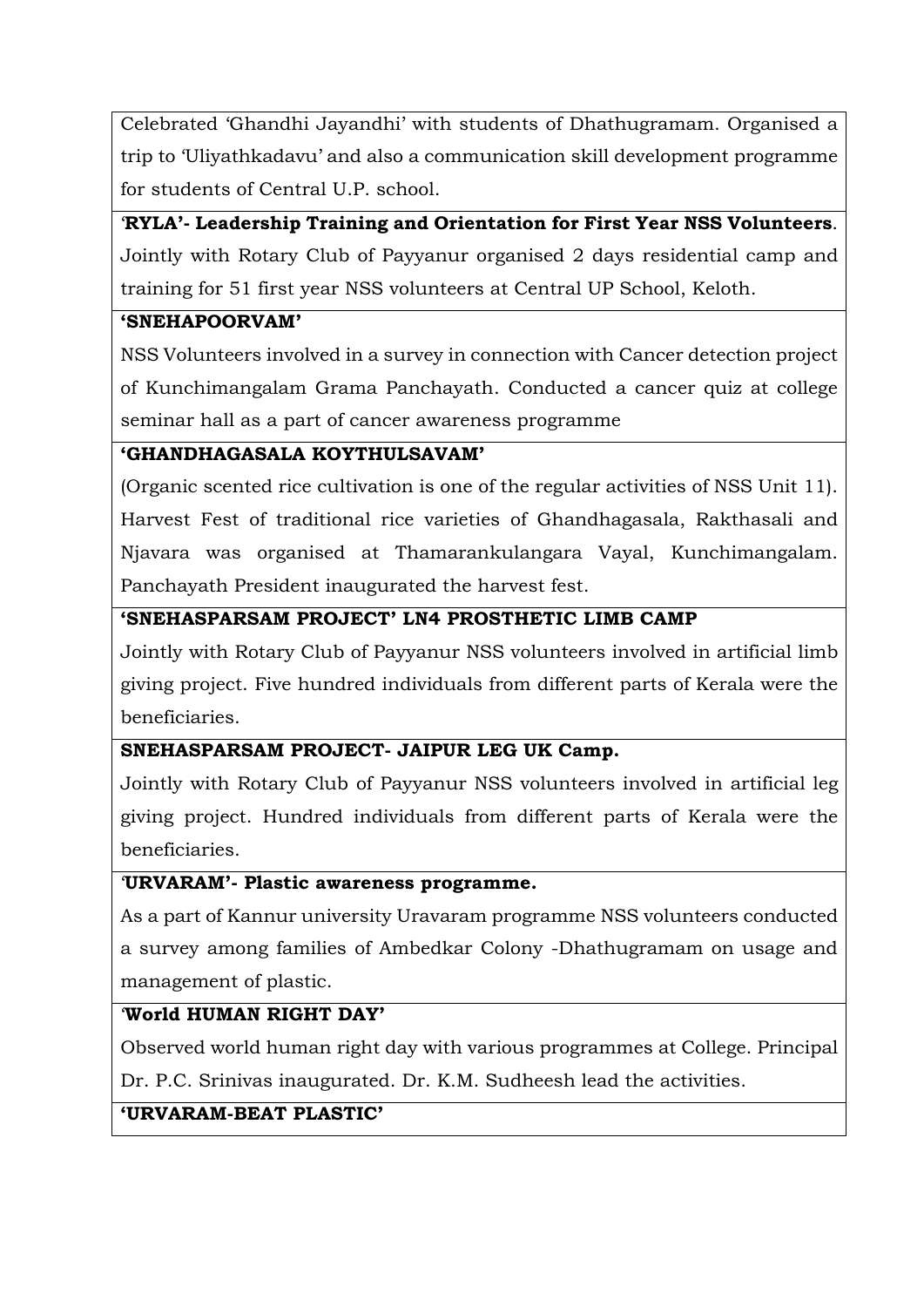| |
|---|
| Celebrated 'Ghandhi Jayandhi' with students of Dhathugramam. Organised a trip to 'Uliyathkadavu' and also a communication skill development programme for students of Central U.P. school. |
| '**RYLA'- Leadership Training and Orientation for First Year NSS Volunteers**. Jointly with Rotary Club of Payyanur organised 2 days residential camp and training for 51 first year NSS volunteers at Central UP School, Keloth. |
| **'SNEHAPOORVAM'**<br>NSS Volunteers involved in a survey in connection with Cancer detection project of Kunchimangalam Grama Panchayath. Conducted a cancer quiz at college seminar hall as a part of cancer awareness programme |
| **'GHANDHAGASALA KOYTHULSAVAM'**<br>(Organic scented rice cultivation is one of the regular activities of NSS Unit 11). Harvest Fest of traditional rice varieties of Ghandhagasala, Rakthasali and Njavara was organised at Thamarankulangara Vayal, Kunchimangalam. Panchayath President inaugurated the harvest fest. |
| **'SNEHASPARSAM PROJECT' LN4 PROSTHETIC LIMB CAMP**<br>Jointly with Rotary Club of Payyanur NSS volunteers involved in artificial limb giving project. Five hundred individuals from different parts of Kerala were the beneficiaries. |
| **SNEHASPARSAM PROJECT- JAIPUR LEG UK Camp.**<br>Jointly with Rotary Club of Payyanur NSS volunteers involved in artificial leg giving project. Hundred individuals from different parts of Kerala were the beneficiaries. |
| '**URVARAM'- Plastic awareness programme.**<br>As a part of Kannur university Uravaram programme NSS volunteers conducted a survey among families of Ambedkar Colony -Dhathugramam on usage and management of plastic. |
| '**World HUMAN RIGHT DAY'**<br>Observed world human right day with various programmes at College. Principal Dr. P.C. Srinivas inaugurated. Dr. K.M. Sudheesh lead the activities. |
| **'URVARAM-BEAT PLASTIC'** |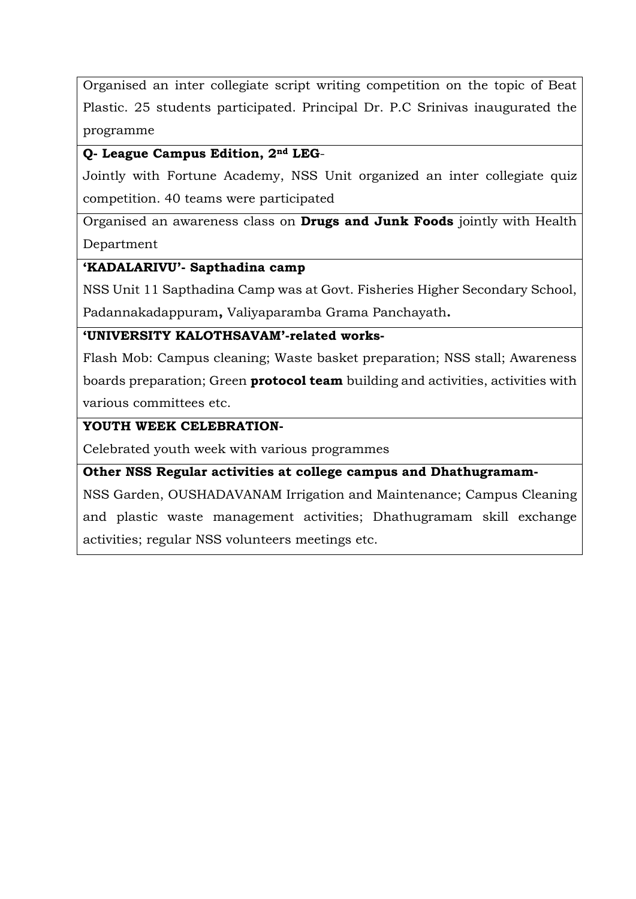| |
|---|
| Organised an inter collegiate script writing competition on the topic of Beat Plastic. 25 students participated. Principal Dr. P.C Srinivas inaugurated the programme |
| **Q- League Campus Edition, 2nd LEG**- <br> Jointly with Fortune Academy, NSS Unit organized an inter collegiate quiz competition. 40 teams were participated |
| Organised an awareness class on **Drugs and Junk Foods** jointly with Health Department |
| **'KADALARIVU'- Sapthadina camp** <br> NSS Unit 11 Sapthadina Camp was at Govt. Fisheries Higher Secondary School, Padannakadappuram**,** Valiyaparamba Grama Panchayath**.** |
| **'UNIVERSITY KALOTHSAVAM'-related works-** <br> Flash Mob: Campus cleaning; Waste basket preparation; NSS stall; Awareness boards preparation; Green **protocol team** building and activities, activities with various committees etc. |
| **YOUTH WEEK CELEBRATION-** <br> Celebrated youth week with various programmes |
| **Other NSS Regular activities at college campus and Dhathugramam-** <br> NSS Garden, OUSHADAVANAM Irrigation and Maintenance; Campus Cleaning and plastic waste management activities; Dhathugramam skill exchange activities; regular NSS volunteers meetings etc. |